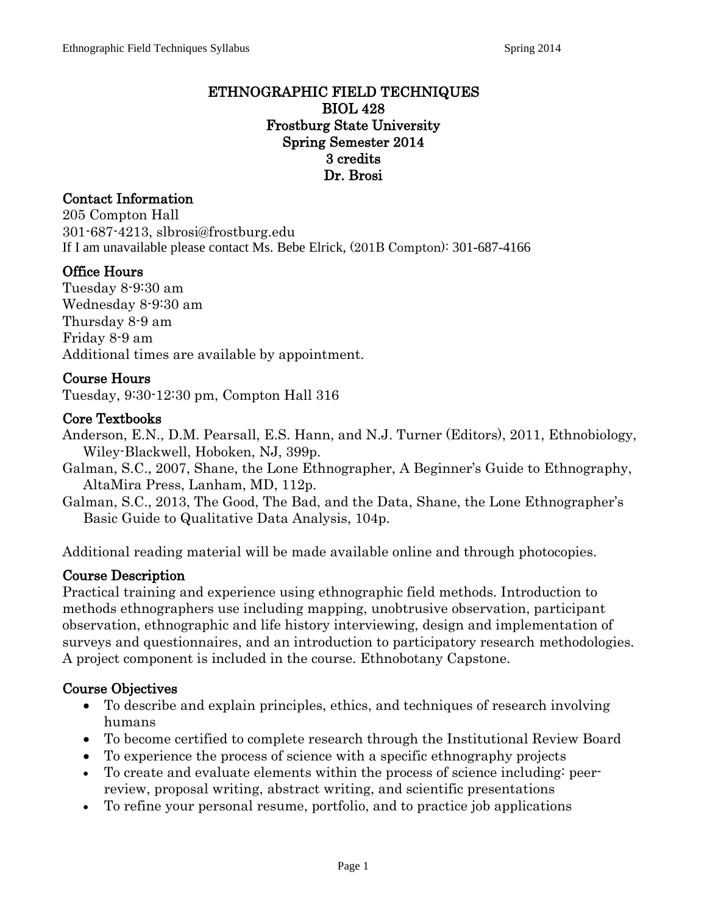# ETHNOGRAPHIC FIELD TECHNIQUES
## BIOL 428
## Frostburg State University
## Spring Semester 2014
## 3 credits
## Dr. Brosi

### Contact Information

205 Compton Hall
301-687-4213, slbrosi@frostburg.edu
If I am unavailable please contact Ms. Bebe Elrick, (201B Compton): 301-687-4166

### Office Hours

Tuesday 8-9:30 am
Wednesday 8-9:30 am
Thursday 8-9 am
Friday 8-9 am
Additional times are available by appointment.

### Course Hours

Tuesday, 9:30-12:30 pm, Compton Hall 316

### Core Textbooks

Anderson, E.N., D.M. Pearsall, E.S. Hann, and N.J. Turner (Editors), 2011, Ethnobiology, Wiley-Blackwell, Hoboken, NJ, 399p.

Galman, S.C., 2007, Shane, the Lone Ethnographer, A Beginner's Guide to Ethnography, AltaMira Press, Lanham, MD, 112p.

Galman, S.C., 2013, The Good, The Bad, and the Data, Shane, the Lone Ethnographer's Basic Guide to Qualitative Data Analysis, 104p.

Additional reading material will be made available online and through photocopies.

### Course Description

Practical training and experience using ethnographic field methods. Introduction to methods ethnographers use including mapping, unobtrusive observation, participant observation, ethnographic and life history interviewing, design and implementation of surveys and questionnaires, and an introduction to participatory research methodologies. A project component is included in the course. Ethnobotany Capstone.

### Course Objectives

- To describe and explain principles, ethics, and techniques of research involving humans
- To become certified to complete research through the Institutional Review Board
- To experience the process of science with a specific ethnography projects
- To create and evaluate elements within the process of science including: peer-review, proposal writing, abstract writing, and scientific presentations
- To refine your personal resume, portfolio, and to practice job applications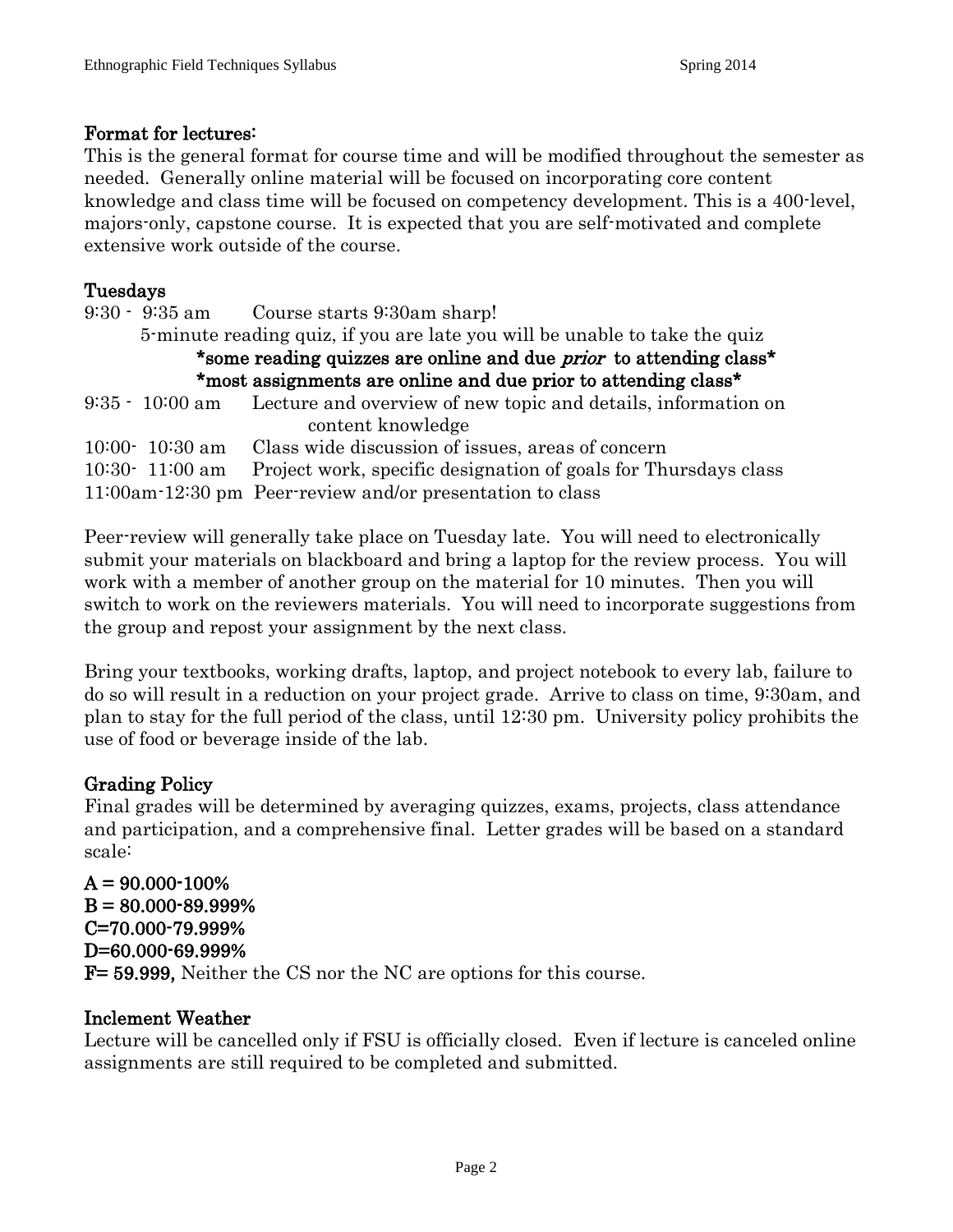## Format for lectures:

This is the general format for course time and will be modified throughout the semester as needed. Generally online material will be focused on incorporating core content knowledge and class time will be focused on competency development. This is a 400-level, majors-only, capstone course. It is expected that you are self-motivated and complete extensive work outside of the course.

## Tuesdays

9:30 - 9:35 am Course starts 9:30am sharp!

5-minute reading quiz, if you are late you will be unable to take the quiz

**\*some reading quizzes are online and due *prior* to attending class\***

**\*most assignments are online and due prior to attending class\***

9:35 - 10:00 am Lecture and overview of new topic and details, information on content knowledge

10:00- 10:30 am Class wide discussion of issues, areas of concern

10:30- 11:00 am Project work, specific designation of goals for Thursdays class

11:00am-12:30 pm Peer-review and/or presentation to class

Peer-review will generally take place on Tuesday late. You will need to electronically submit your materials on blackboard and bring a laptop for the review process. You will work with a member of another group on the material for 10 minutes. Then you will switch to work on the reviewers materials. You will need to incorporate suggestions from the group and repost your assignment by the next class.

Bring your textbooks, working drafts, laptop, and project notebook to every lab, failure to do so will result in a reduction on your project grade. Arrive to class on time, 9:30am, and plan to stay for the full period of the class, until 12:30 pm. University policy prohibits the use of food or beverage inside of the lab.

## Grading Policy

Final grades will be determined by averaging quizzes, exams, projects, class attendance and participation, and a comprehensive final. Letter grades will be based on a standard scale:

**A = 90.000-100%**
**B = 80.000-89.999%**
**C=70.000-79.999%**
**D=60.000-69.999%**
**F= 59.999,** Neither the CS nor the NC are options for this course.

## Inclement Weather

Lecture will be cancelled only if FSU is officially closed. Even if lecture is canceled online assignments are still required to be completed and submitted.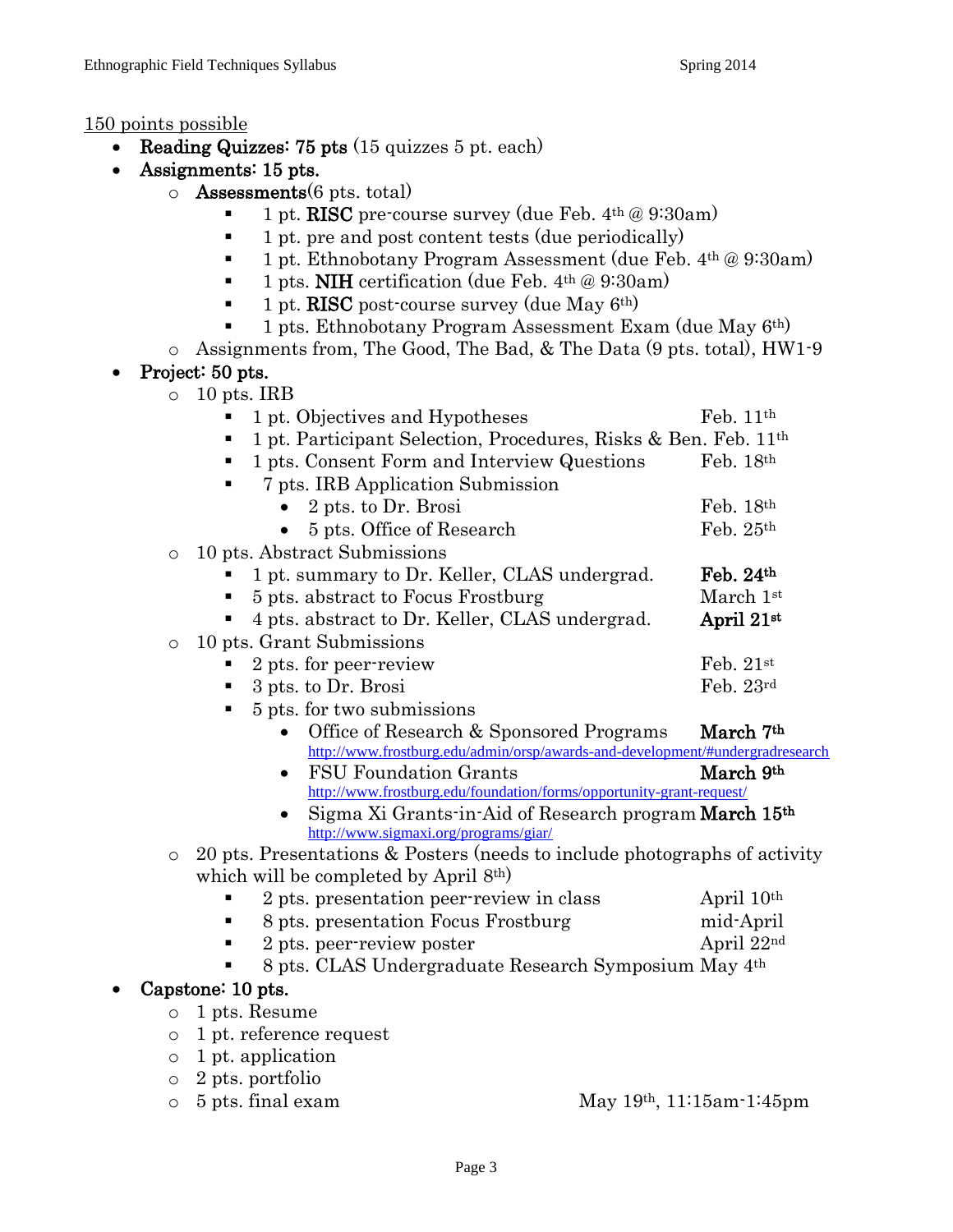150 points possible

- **Reading Quizzes: 75 pts** (15 quizzes 5 pt. each)
- **Assignments: 15 pts.**
  - **Assessments**(6 pts. total)
    - 1 pt. **RISC** pre-course survey (due Feb. 4th @ 9:30am)
    - 1 pt. pre and post content tests (due periodically)
    - 1 pt. Ethnobotany Program Assessment (due Feb. 4th @ 9:30am)
    - 1 pts. **NIH** certification (due Feb. 4th @ 9:30am)
    - 1 pt. **RISC** post-course survey (due May 6th)
    - 1 pts. Ethnobotany Program Assessment Exam (due May 6th)
  - Assignments from, The Good, The Bad, & The Data (9 pts. total), HW1-9
- **Project: 50 pts.**
  - 10 pts. IRB
    - 1 pt. Objectives and Hypotheses — Feb. 11th
    - 1 pt. Participant Selection, Procedures, Risks & Ben. Feb. 11th
    - 1 pts. Consent Form and Interview Questions — Feb. 18th
    - 7 pts. IRB Application Submission
      - 2 pts. to Dr. Brosi — Feb. 18th
      - 5 pts. Office of Research — Feb. 25th
  - 10 pts. Abstract Submissions
    - 1 pt. summary to Dr. Keller, CLAS undergrad. — **Feb. 24th**
    - 5 pts. abstract to Focus Frostburg — March 1st
    - 4 pts. abstract to Dr. Keller, CLAS undergrad. — **April 21st**
  - 10 pts. Grant Submissions
    - 2 pts. for peer-review — Feb. 21st
    - 3 pts. to Dr. Brosi — Feb. 23rd
    - 5 pts. for two submissions
      - Office of Research & Sponsored Programs — **March 7th**
        http://www.frostburg.edu/admin/orsp/awards-and-development/#undergradresearch
      - FSU Foundation Grants — **March 9th**
        http://www.frostburg.edu/foundation/forms/opportunity-grant-request/
      - Sigma Xi Grants-in-Aid of Research program **March 15th**
        http://www.sigmaxi.org/programs/giar/
  - 20 pts. Presentations & Posters (needs to include photographs of activity which will be completed by April 8th)
    - 2 pts. presentation peer-review in class — April 10th
    - 8 pts. presentation Focus Frostburg — mid-April
    - 2 pts. peer-review poster — April 22nd
    - 8 pts. CLAS Undergraduate Research Symposium May 4th
- **Capstone: 10 pts.**
  - 1 pts. Resume
  - 1 pt. reference request
  - 1 pt. application
  - 2 pts. portfolio
  - 5 pts. final exam — May 19th, 11:15am-1:45pm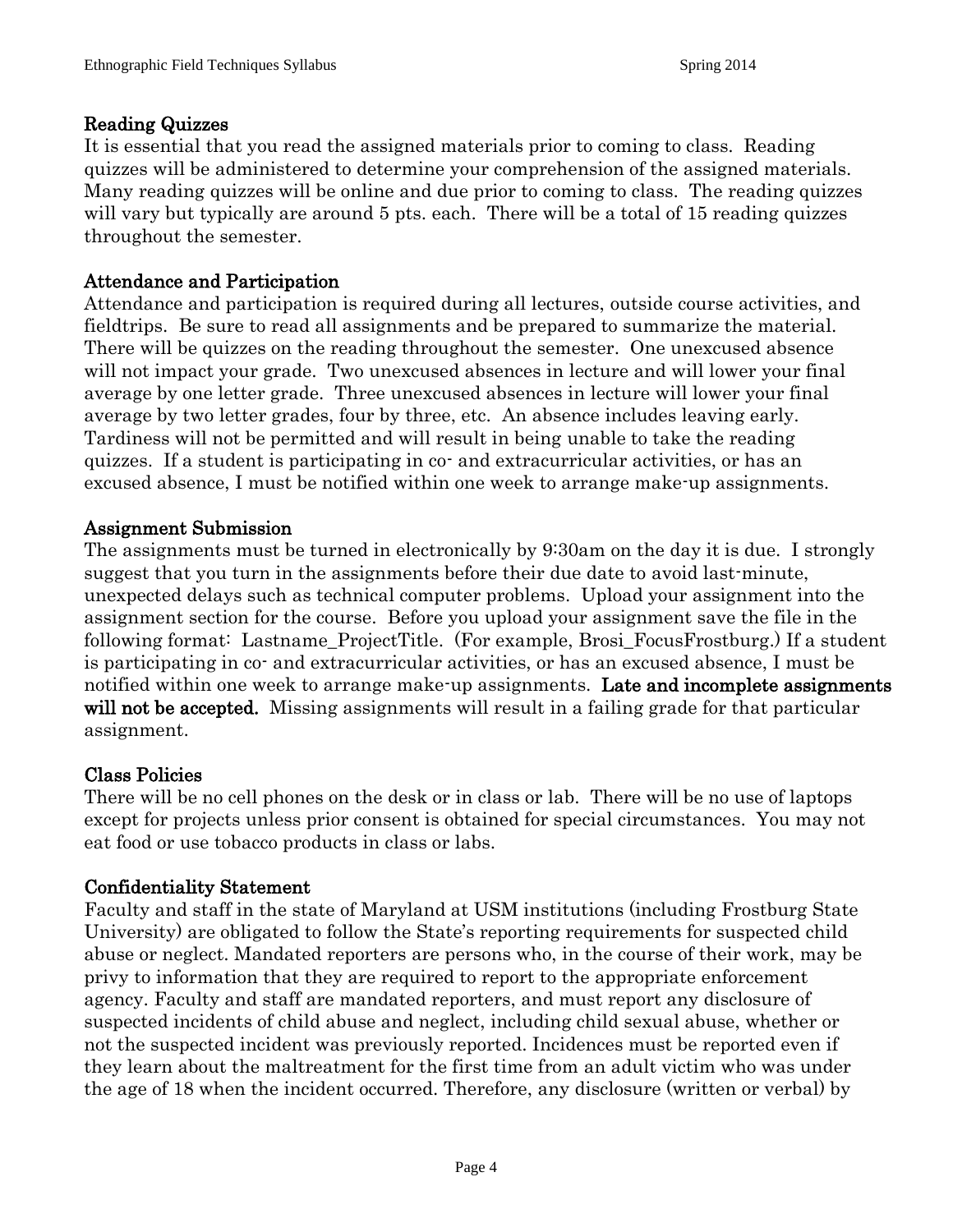## Reading Quizzes

It is essential that you read the assigned materials prior to coming to class. Reading quizzes will be administered to determine your comprehension of the assigned materials. Many reading quizzes will be online and due prior to coming to class. The reading quizzes will vary but typically are around 5 pts. each. There will be a total of 15 reading quizzes throughout the semester.

## Attendance and Participation

Attendance and participation is required during all lectures, outside course activities, and fieldtrips. Be sure to read all assignments and be prepared to summarize the material. There will be quizzes on the reading throughout the semester. One unexcused absence will not impact your grade. Two unexcused absences in lecture and will lower your final average by one letter grade. Three unexcused absences in lecture will lower your final average by two letter grades, four by three, etc. An absence includes leaving early. Tardiness will not be permitted and will result in being unable to take the reading quizzes. If a student is participating in co- and extracurricular activities, or has an excused absence, I must be notified within one week to arrange make-up assignments.

## Assignment Submission

The assignments must be turned in electronically by 9:30am on the day it is due. I strongly suggest that you turn in the assignments before their due date to avoid last-minute, unexpected delays such as technical computer problems. Upload your assignment into the assignment section for the course. Before you upload your assignment save the file in the following format: Lastname_ProjectTitle. (For example, Brosi_FocusFrostburg.) If a student is participating in co- and extracurricular activities, or has an excused absence, I must be notified within one week to arrange make-up assignments. **Late and incomplete assignments will not be accepted.** Missing assignments will result in a failing grade for that particular assignment.

## Class Policies

There will be no cell phones on the desk or in class or lab. There will be no use of laptops except for projects unless prior consent is obtained for special circumstances. You may not eat food or use tobacco products in class or labs.

## Confidentiality Statement

Faculty and staff in the state of Maryland at USM institutions (including Frostburg State University) are obligated to follow the State's reporting requirements for suspected child abuse or neglect. Mandated reporters are persons who, in the course of their work, may be privy to information that they are required to report to the appropriate enforcement agency. Faculty and staff are mandated reporters, and must report any disclosure of suspected incidents of child abuse and neglect, including child sexual abuse, whether or not the suspected incident was previously reported. Incidences must be reported even if they learn about the maltreatment for the first time from an adult victim who was under the age of 18 when the incident occurred. Therefore, any disclosure (written or verbal) by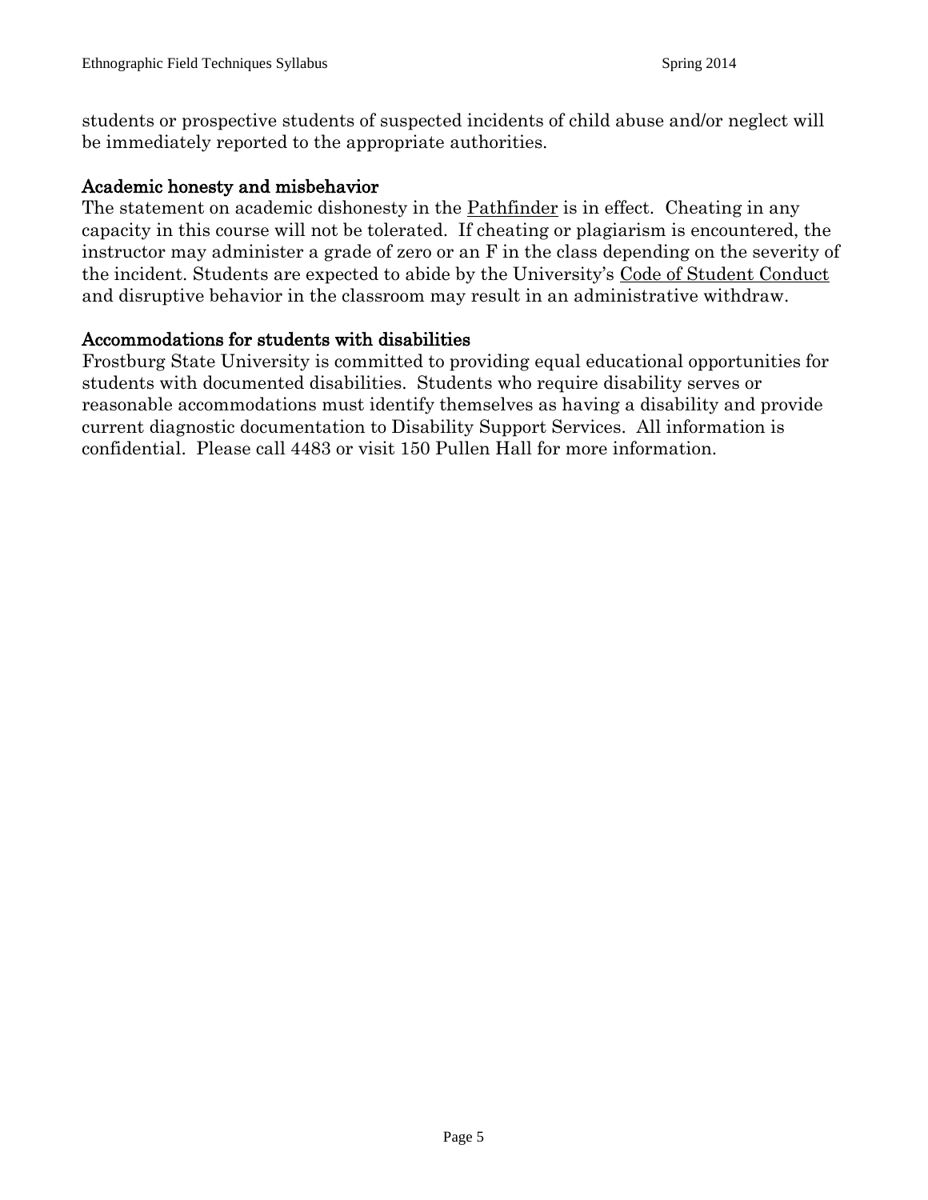students or prospective students of suspected incidents of child abuse and/or neglect will be immediately reported to the appropriate authorities.

### Academic honesty and misbehavior

The statement on academic dishonesty in the Pathfinder is in effect. Cheating in any capacity in this course will not be tolerated. If cheating or plagiarism is encountered, the instructor may administer a grade of zero or an F in the class depending on the severity of the incident. Students are expected to abide by the University's Code of Student Conduct and disruptive behavior in the classroom may result in an administrative withdraw.

### Accommodations for students with disabilities

Frostburg State University is committed to providing equal educational opportunities for students with documented disabilities. Students who require disability serves or reasonable accommodations must identify themselves as having a disability and provide current diagnostic documentation to Disability Support Services. All information is confidential. Please call 4483 or visit 150 Pullen Hall for more information.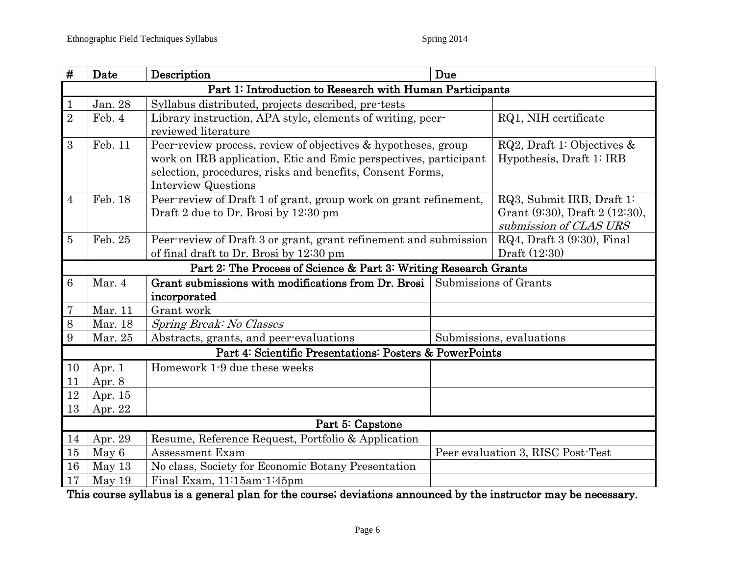| # | Date | Description | Due |
|---|---|---|---|
| **Part 1: Introduction to Research with Human Participants** | | | |
| 1 | Jan. 28 | Syllabus distributed, projects described, pre-tests | |
| 2 | Feb. 4 | Library instruction, APA style, elements of writing, peer-reviewed literature | RQ1, NIH certificate |
| 3 | Feb. 11 | Peer-review process, review of objectives & hypotheses, group work on IRB application, Etic and Emic perspectives, participant selection, procedures, risks and benefits, Consent Forms, Interview Questions | RQ2, Draft 1: Objectives & Hypothesis, Draft 1: IRB |
| 4 | Feb. 18 | Peer-review of Draft 1 of grant, group work on grant refinement, Draft 2 due to Dr. Brosi by 12:30 pm | RQ3, Submit IRB, Draft 1: Grant (9:30), Draft 2 (12:30), *submission of CLAS URS* |
| 5 | Feb. 25 | Peer-review of Draft 3 or grant, grant refinement and submission of final draft to Dr. Brosi by 12:30 pm | RQ4, Draft 3 (9:30), Final Draft (12:30) |
| **Part 2: The Process of Science & Part 3: Writing Research Grants** | | | |
| 6 | Mar. 4 | **Grant submissions with modifications from Dr. Brosi incorporated** | Submissions of Grants |
| 7 | Mar. 11 | Grant work | |
| 8 | Mar. 18 | *Spring Break: No Classes* | |
| 9 | Mar. 25 | Abstracts, grants, and peer-evaluations | Submissions, evaluations |
| **Part 4: Scientific Presentations: Posters & PowerPoints** | | | |
| 10 | Apr. 1 | Homework 1-9 due these weeks | |
| 11 | Apr. 8 | | |
| 12 | Apr. 15 | | |
| 13 | Apr. 22 | | |
| **Part 5: Capstone** | | | |
| 14 | Apr. 29 | Resume, Reference Request, Portfolio & Application | |
| 15 | May 6 | Assessment Exam | Peer evaluation 3, RISC Post-Test |
| 16 | May 13 | No class, Society for Economic Botany Presentation | |
| 17 | May 19 | Final Exam, 11:15am-1:45pm | |

**This course syllabus is a general plan for the course; deviations announced by the instructor may be necessary.**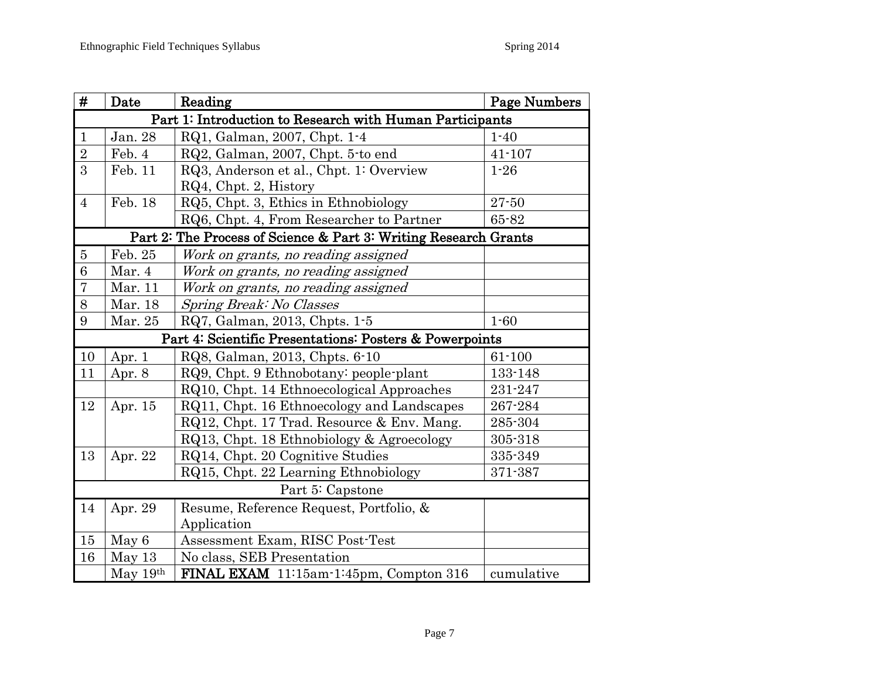| # | Date | Reading | Page Numbers |
|---|---|---|---|
| **Part 1: Introduction to Research with Human Participants** | | | |
| 1 | Jan. 28 | RQ1, Galman, 2007, Chpt. 1-4 | 1-40 |
| 2 | Feb. 4 | RQ2, Galman, 2007, Chpt. 5-to end | 41-107 |
| 3 | Feb. 11 | RQ3, Anderson et al., Chpt. 1: Overview<br>RQ4, Chpt. 2, History | 1-26 |
| 4 | Feb. 18 | RQ5, Chpt. 3, Ethics in Ethnobiology | 27-50 |
| | | RQ6, Chpt. 4, From Researcher to Partner | 65-82 |
| **Part 2: The Process of Science & Part 3: Writing Research Grants** | | | |
| 5 | Feb. 25 | *Work on grants, no reading assigned* | |
| 6 | Mar. 4 | *Work on grants, no reading assigned* | |
| 7 | Mar. 11 | *Work on grants, no reading assigned* | |
| 8 | Mar. 18 | *Spring Break: No Classes* | |
| 9 | Mar. 25 | RQ7, Galman, 2013, Chpts. 1-5 | 1-60 |
| **Part 4: Scientific Presentations: Posters & Powerpoints** | | | |
| 10 | Apr. 1 | RQ8, Galman, 2013, Chpts. 6-10 | 61-100 |
| 11 | Apr. 8 | RQ9, Chpt. 9 Ethnobotany: people-plant | 133-148 |
| | | RQ10, Chpt. 14 Ethnoecological Approaches | 231-247 |
| 12 | Apr. 15 | RQ11, Chpt. 16 Ethnoecology and Landscapes | 267-284 |
| | | RQ12, Chpt. 17 Trad. Resource & Env. Mang. | 285-304 |
| | | RQ13, Chpt. 18 Ethnobiology & Agroecology | 305-318 |
| 13 | Apr. 22 | RQ14, Chpt. 20 Cognitive Studies | 335-349 |
| | | RQ15, Chpt. 22 Learning Ethnobiology | 371-387 |
| Part 5: Capstone | | | |
| 14 | Apr. 29 | Resume, Reference Request, Portfolio, & Application | |
| 15 | May 6 | Assessment Exam, RISC Post-Test | |
| 16 | May 13 | No class, SEB Presentation | |
| | May 19th | **FINAL EXAM** 11:15am-1:45pm, Compton 316 | cumulative |